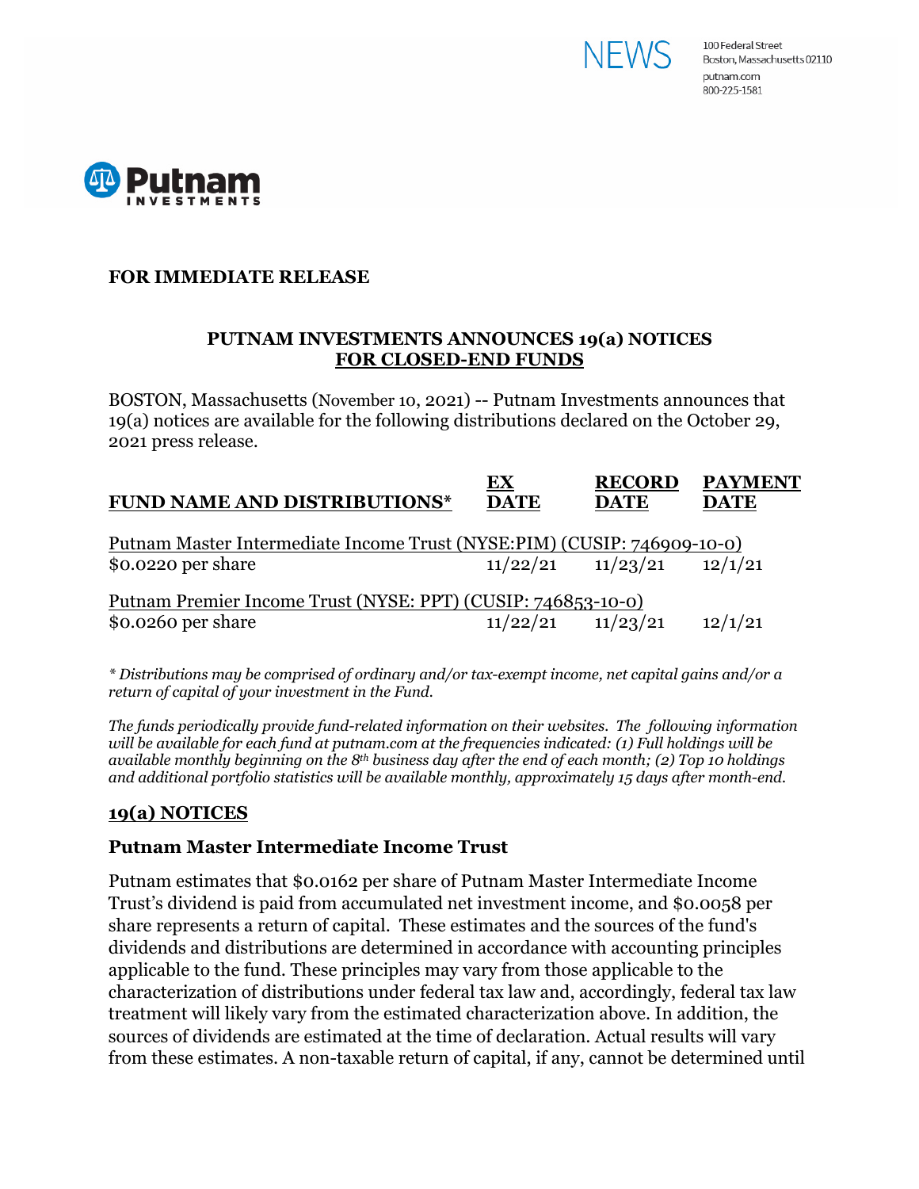NEWS

100 Federal Street
Boston, Massachusetts 02110
putnam.com
800-225-1581

Putnam INVESTMENTS

**FOR IMMEDIATE RELEASE**

## PUTNAM INVESTMENTS ANNOUNCES 19(a) NOTICES FOR CLOSED-END FUNDS

BOSTON, Massachusetts (November 10, 2021) -- Putnam Investments announces that 19(a) notices are available for the following distributions declared on the October 29, 2021 press release.

| FUND NAME AND DISTRIBUTIONS* | EX DATE | RECORD DATE | PAYMENT DATE |
|---|---|---|---|
| Putnam Master Intermediate Income Trust (NYSE:PIM) (CUSIP: 746909-10-0) | | | |
| $0.0220 per share | 11/22/21 | 11/23/21 | 12/1/21 |
| Putnam Premier Income Trust (NYSE: PPT) (CUSIP: 746853-10-0) | | | |
| $0.0260 per share | 11/22/21 | 11/23/21 | 12/1/21 |

*\* Distributions may be comprised of ordinary and/or tax-exempt income, net capital gains and/or a return of capital of your investment in the Fund.*

*The funds periodically provide fund-related information on their websites. The following information will be available for each fund at putnam.com at the frequencies indicated: (1) Full holdings will be available monthly beginning on the 8th business day after the end of each month; (2) Top 10 holdings and additional portfolio statistics will be available monthly, approximately 15 days after month-end.*

## 19(a) NOTICES

### Putnam Master Intermediate Income Trust

Putnam estimates that $0.0162 per share of Putnam Master Intermediate Income Trust's dividend is paid from accumulated net investment income, and $0.0058 per share represents a return of capital. These estimates and the sources of the fund's dividends and distributions are determined in accordance with accounting principles applicable to the fund. These principles may vary from those applicable to the characterization of distributions under federal tax law and, accordingly, federal tax law treatment will likely vary from the estimated characterization above. In addition, the sources of dividends are estimated at the time of declaration. Actual results will vary from these estimates. A non-taxable return of capital, if any, cannot be determined until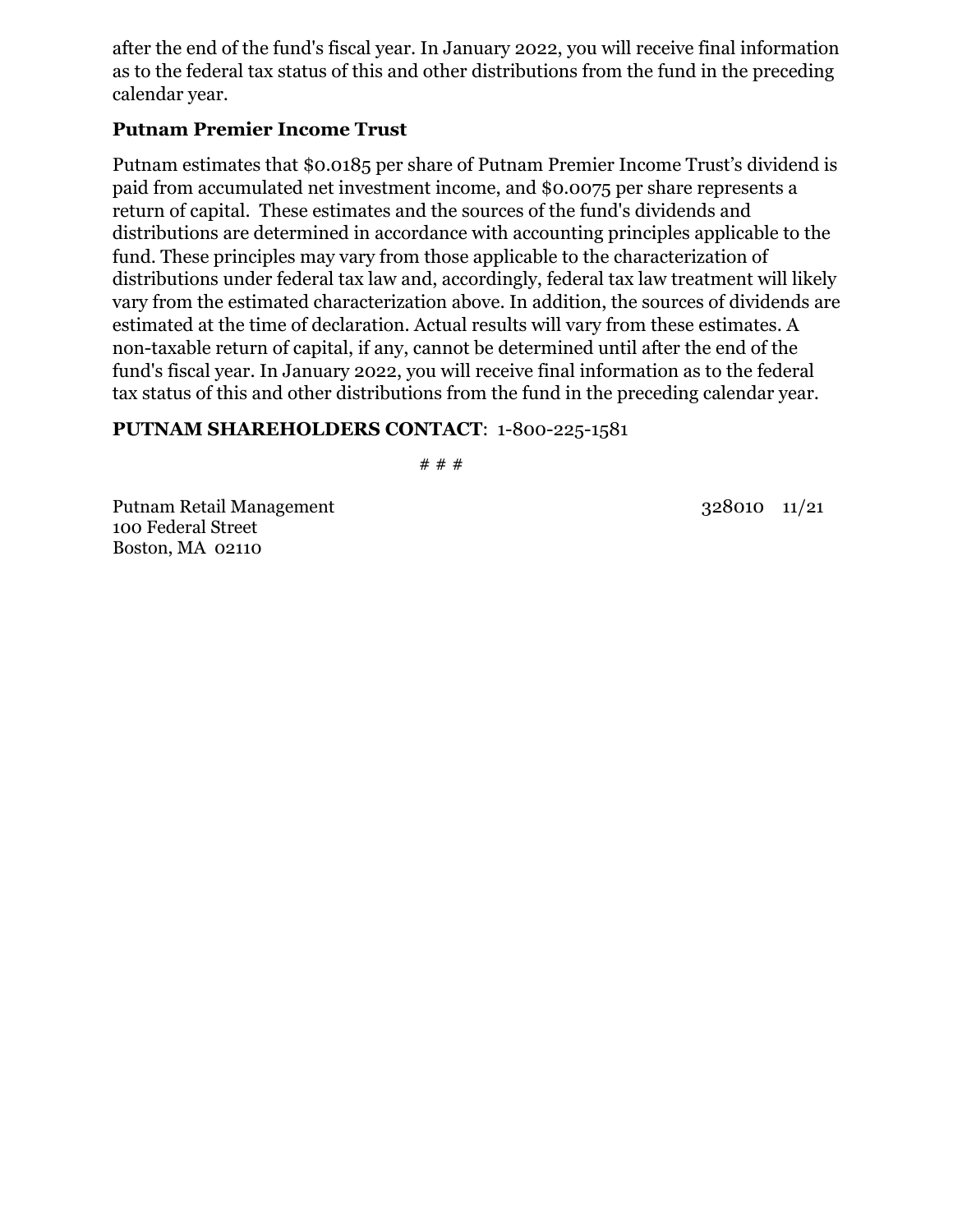after the end of the fund's fiscal year. In January 2022, you will receive final information as to the federal tax status of this and other distributions from the fund in the preceding calendar year.

### Putnam Premier Income Trust

Putnam estimates that $0.0185 per share of Putnam Premier Income Trust's dividend is paid from accumulated net investment income, and $0.0075 per share represents a return of capital. These estimates and the sources of the fund's dividends and distributions are determined in accordance with accounting principles applicable to the fund. These principles may vary from those applicable to the characterization of distributions under federal tax law and, accordingly, federal tax law treatment will likely vary from the estimated characterization above. In addition, the sources of dividends are estimated at the time of declaration. Actual results will vary from these estimates. A non-taxable return of capital, if any, cannot be determined until after the end of the fund's fiscal year. In January 2022, you will receive final information as to the federal tax status of this and other distributions from the fund in the preceding calendar year.

**PUTNAM SHAREHOLDERS CONTACT**: 1-800-225-1581

# # #

Putnam Retail Management
100 Federal Street
Boston, MA 02110

328010 11/21